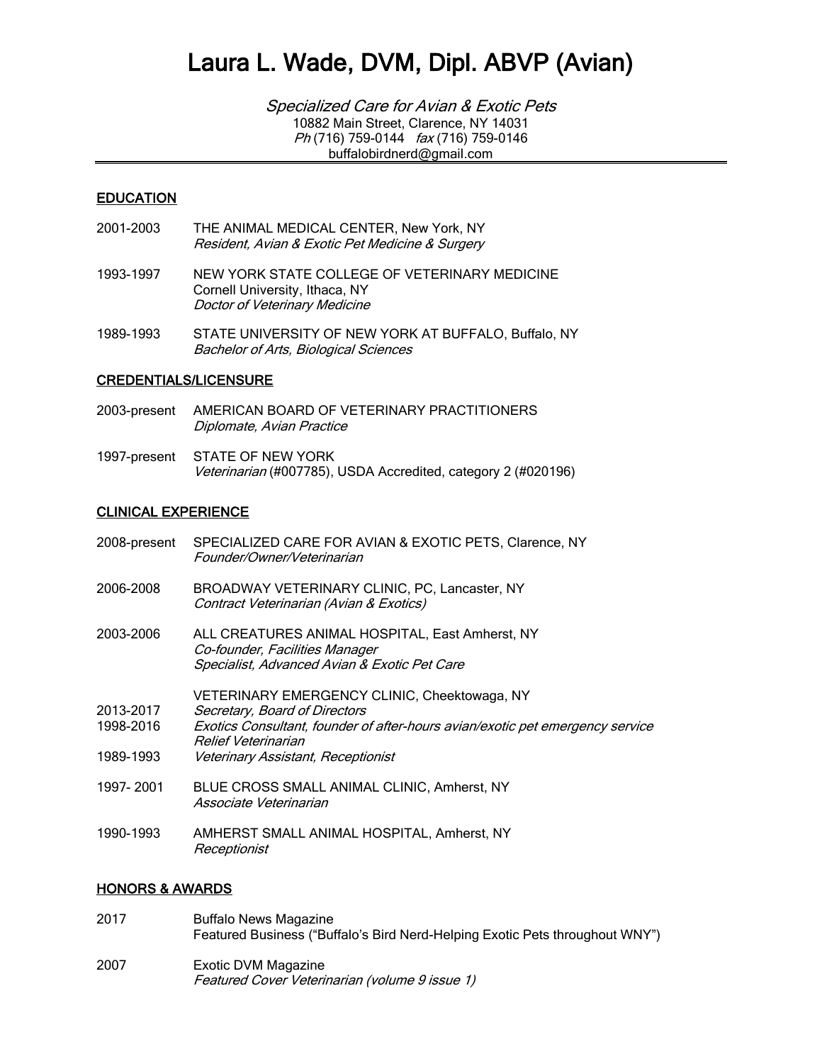# Laura L. Wade, DVM, Dipl. ABVP (Avian)

*Specialized Care for Avian & Exotic Pets*
10882 Main Street, Clarence, NY 14031
*Ph* (716) 759-0144 *fax* (716) 759-0146
buffalobirdnerd@gmail.com

---

## EDUCATION

2001-2003 THE ANIMAL MEDICAL CENTER, New York, NY
*Resident, Avian & Exotic Pet Medicine & Surgery*

1993-1997 NEW YORK STATE COLLEGE OF VETERINARY MEDICINE
Cornell University, Ithaca, NY
*Doctor of Veterinary Medicine*

1989-1993 STATE UNIVERSITY OF NEW YORK AT BUFFALO, Buffalo, NY
*Bachelor of Arts, Biological Sciences*

## CREDENTIALS/LICENSURE

2003-present AMERICAN BOARD OF VETERINARY PRACTITIONERS
*Diplomate, Avian Practice*

1997-present STATE OF NEW YORK
*Veterinarian* (#007785), USDA Accredited, category 2 (#020196)

## CLINICAL EXPERIENCE

2008-present SPECIALIZED CARE FOR AVIAN & EXOTIC PETS, Clarence, NY
*Founder/Owner/Veterinarian*

2006-2008 BROADWAY VETERINARY CLINIC, PC, Lancaster, NY
*Contract Veterinarian (Avian & Exotics)*

2003-2006 ALL CREATURES ANIMAL HOSPITAL, East Amherst, NY
*Co-founder, Facilities Manager*
*Specialist, Advanced Avian & Exotic Pet Care*

VETERINARY EMERGENCY CLINIC, Cheektowaga, NY
2013-2017 *Secretary, Board of Directors*
1998-2016 *Exotics Consultant, founder of after-hours avian/exotic pet emergency service*
*Relief Veterinarian*
1989-1993 *Veterinary Assistant, Receptionist*

1997- 2001 BLUE CROSS SMALL ANIMAL CLINIC, Amherst, NY
*Associate Veterinarian*

1990-1993 AMHERST SMALL ANIMAL HOSPITAL, Amherst, NY
*Receptionist*

## HONORS & AWARDS

2017 Buffalo News Magazine
Featured Business ("Buffalo's Bird Nerd-Helping Exotic Pets throughout WNY")

2007 Exotic DVM Magazine
*Featured Cover Veterinarian (volume 9 issue 1)*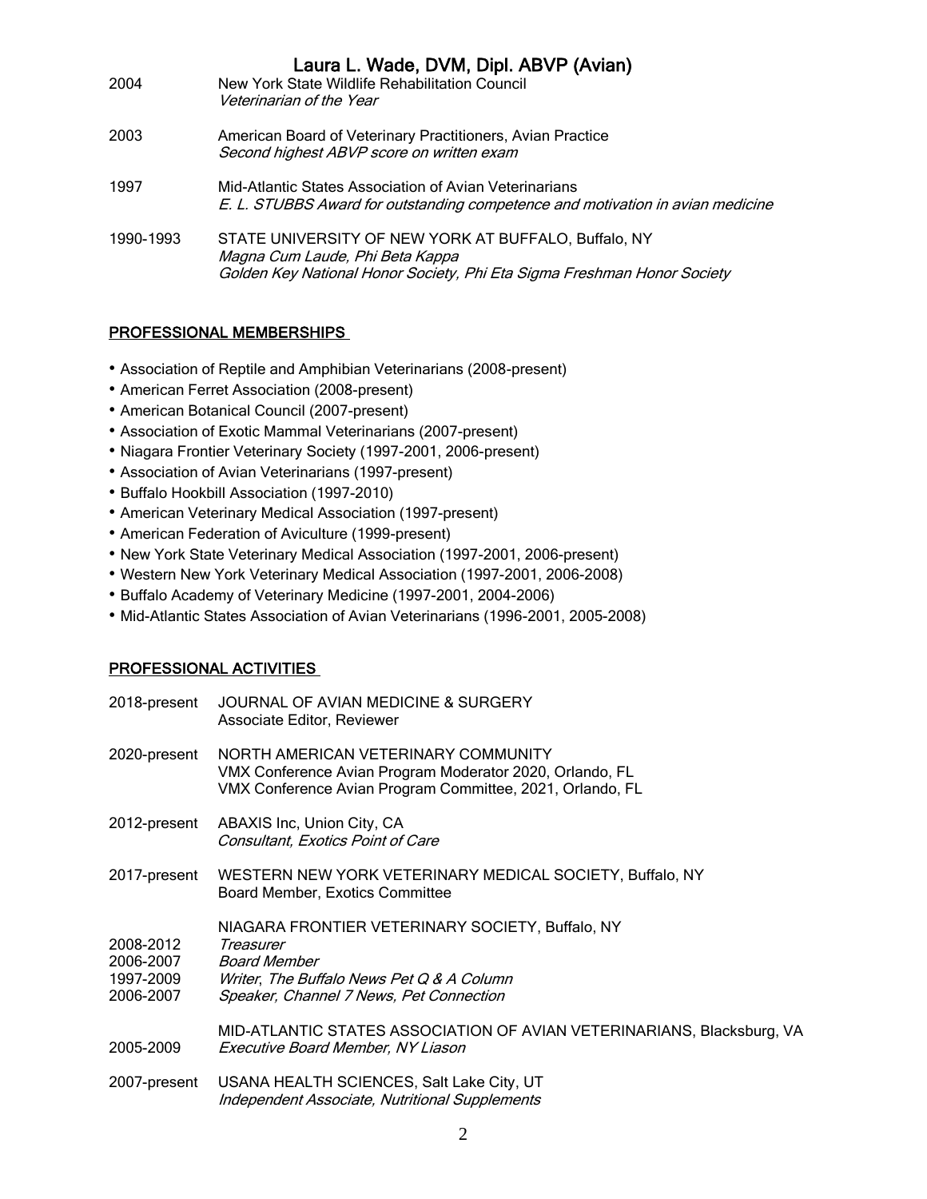2004 New York State Wildlife Rehabilitation Council
*Veterinarian of the Year*

2003 American Board of Veterinary Practitioners, Avian Practice
*Second highest ABVP score on written exam*

1997 Mid-Atlantic States Association of Avian Veterinarians
*E. L. STUBBS Award for outstanding competence and motivation in avian medicine*

1990-1993 STATE UNIVERSITY OF NEW YORK AT BUFFALO, Buffalo, NY
*Magna Cum Laude, Phi Beta Kappa*
*Golden Key National Honor Society, Phi Eta Sigma Freshman Honor Society*

## PROFESSIONAL MEMBERSHIPS

- Association of Reptile and Amphibian Veterinarians (2008-present)
- American Ferret Association (2008-present)
- American Botanical Council (2007-present)
- Association of Exotic Mammal Veterinarians (2007-present)
- Niagara Frontier Veterinary Society (1997-2001, 2006-present)
- Association of Avian Veterinarians (1997-present)
- Buffalo Hookbill Association (1997-2010)
- American Veterinary Medical Association (1997-present)
- American Federation of Aviculture (1999-present)
- New York State Veterinary Medical Association (1997-2001, 2006-present)
- Western New York Veterinary Medical Association (1997-2001, 2006-2008)
- Buffalo Academy of Veterinary Medicine (1997-2001, 2004-2006)
- Mid-Atlantic States Association of Avian Veterinarians (1996-2001, 2005-2008)

## PROFESSIONAL ACTIVITIES

2018-present JOURNAL OF AVIAN MEDICINE & SURGERY
Associate Editor, Reviewer

2020-present NORTH AMERICAN VETERINARY COMMUNITY
VMX Conference Avian Program Moderator 2020, Orlando, FL
VMX Conference Avian Program Committee, 2021, Orlando, FL

2012-present ABAXIS Inc, Union City, CA
*Consultant, Exotics Point of Care*

2017-present WESTERN NEW YORK VETERINARY MEDICAL SOCIETY, Buffalo, NY
Board Member, Exotics Committee

NIAGARA FRONTIER VETERINARY SOCIETY, Buffalo, NY
2008-2012 *Treasurer*
2006-2007 *Board Member*
1997-2009 *Writer, The Buffalo News Pet Q & A Column*
2006-2007 *Speaker, Channel 7 News, Pet Connection*

MID-ATLANTIC STATES ASSOCIATION OF AVIAN VETERINARIANS, Blacksburg, VA
2005-2009 *Executive Board Member, NY Liason*

2007-present USANA HEALTH SCIENCES, Salt Lake City, UT
*Independent Associate, Nutritional Supplements*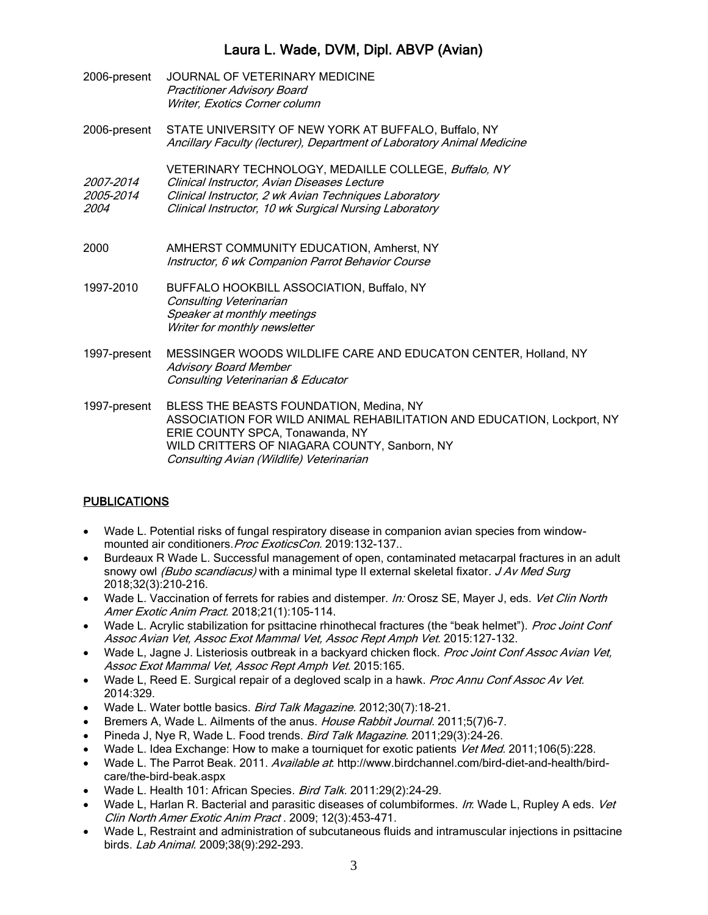2006-present JOURNAL OF VETERINARY MEDICINE
*Practitioner Advisory Board*
*Writer, Exotics Corner column*

2006-present STATE UNIVERSITY OF NEW YORK AT BUFFALO, Buffalo, NY
*Ancillary Faculty (lecturer), Department of Laboratory Animal Medicine*

VETERINARY TECHNOLOGY, MEDAILLE COLLEGE, *Buffalo, NY*
*2007-2014 Clinical Instructor, Avian Diseases Lecture*
*2005-2014 Clinical Instructor, 2 wk Avian Techniques Laboratory*
*2004 Clinical Instructor, 10 wk Surgical Nursing Laboratory*

2000 AMHERST COMMUNITY EDUCATION, Amherst, NY
*Instructor, 6 wk Companion Parrot Behavior Course*

1997-2010 BUFFALO HOOKBILL ASSOCIATION, Buffalo, NY
*Consulting Veterinarian*
*Speaker at monthly meetings*
*Writer for monthly newsletter*

1997-present MESSINGER WOODS WILDLIFE CARE AND EDUCATON CENTER, Holland, NY
*Advisory Board Member*
*Consulting Veterinarian & Educator*

1997-present BLESS THE BEASTS FOUNDATION, Medina, NY
ASSOCIATION FOR WILD ANIMAL REHABILITATION AND EDUCATION, Lockport, NY
ERIE COUNTY SPCA, Tonawanda, NY
WILD CRITTERS OF NIAGARA COUNTY, Sanborn, NY
*Consulting Avian (Wildlife) Veterinarian*

## PUBLICATIONS

- Wade L. Potential risks of fungal respiratory disease in companion avian species from window-mounted air conditioners. *Proc ExoticsCon.* 2019:132-137..
- Burdeaux R Wade L. Successful management of open, contaminated metacarpal fractures in an adult snowy owl *(Bubo scandiacus)* with a minimal type II external skeletal fixator*. J Av Med Surg* 2018;32(3):210-216.
- Wade L. Vaccination of ferrets for rabies and distemper. *In:* Orosz SE, Mayer J, eds. *Vet Clin North Amer Exotic Anim Pract.* 2018;21(1):105-114.
- Wade L. Acrylic stabilization for psittacine rhinothecal fractures (the "beak helmet"). *Proc Joint Conf Assoc Avian Vet, Assoc Exot Mammal Vet, Assoc Rept Amph Vet.* 2015:127-132.
- Wade L, Jagne J. Listeriosis outbreak in a backyard chicken flock. *Proc Joint Conf Assoc Avian Vet, Assoc Exot Mammal Vet, Assoc Rept Amph Vet.* 2015:165.
- Wade L, Reed E. Surgical repair of a degloved scalp in a hawk. *Proc Annu Conf Assoc Av Vet.* 2014:329.
- Wade L. Water bottle basics. *Bird Talk Magazine.* 2012;30(7):18-21.
- Bremers A, Wade L. Ailments of the anus. *House Rabbit Journal.* 2011;5(7)6-7.
- Pineda J, Nye R, Wade L. Food trends. *Bird Talk Magazine.* 2011;29(3):24-26.
- Wade L. Idea Exchange: How to make a tourniquet for exotic patients *Vet Med.* 2011;106(5):228.
- Wade L. The Parrot Beak. 2011. *Available at*: http://www.birdchannel.com/bird-diet-and-health/bird-care/the-bird-beak.aspx
- Wade L. Health 101: African Species. *Bird Talk.* 2011:29(2):24-29.
- Wade L, Harlan R. Bacterial and parasitic diseases of columbiformes. *In*: Wade L, Rupley A eds. *Vet Clin North Amer Exotic Anim Pract* . 2009; 12(3):453-471.
- Wade L, Restraint and administration of subcutaneous fluids and intramuscular injections in psittacine birds. *Lab Animal*. 2009;38(9):292-293.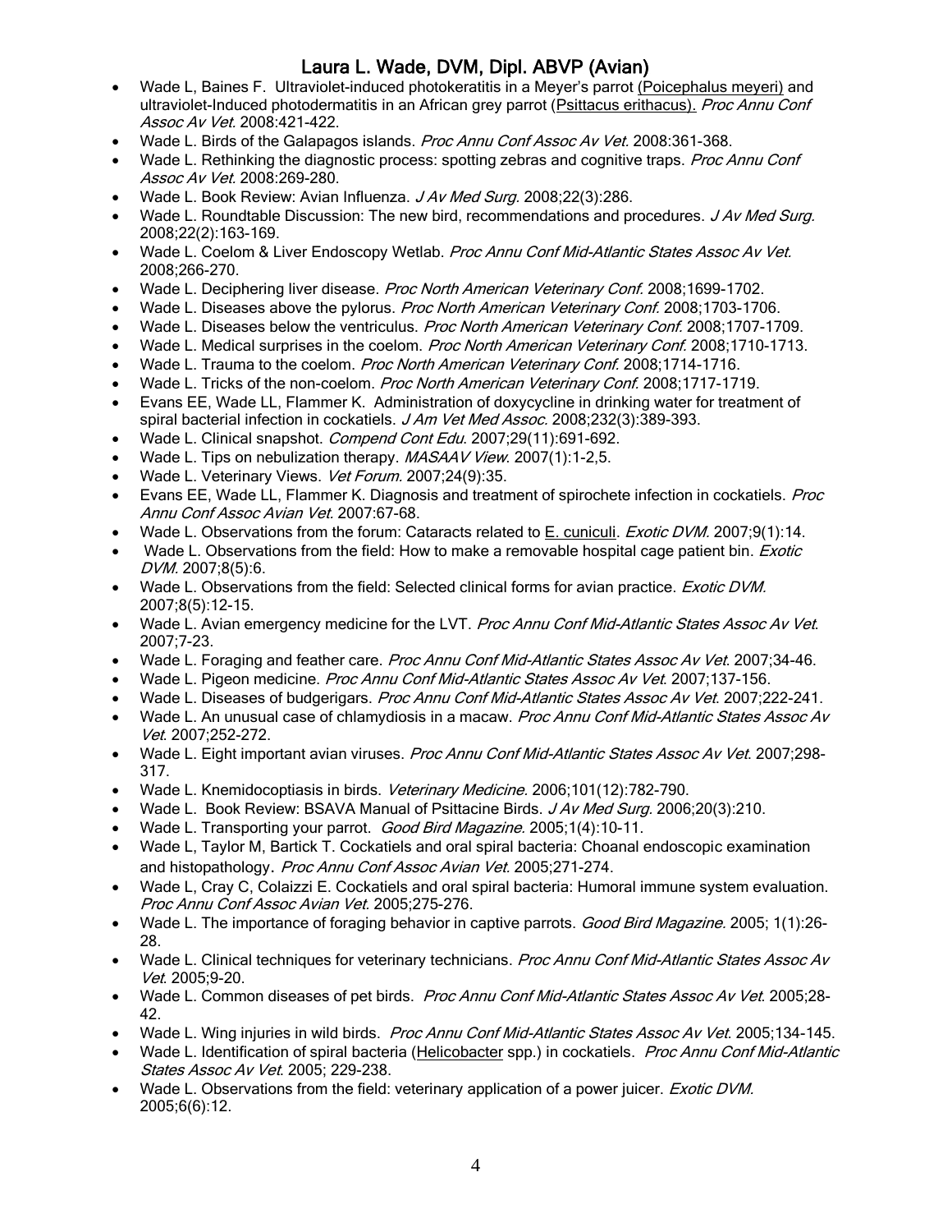- Wade L, Baines F. Ultraviolet-induced photokeratitis in a Meyer's parrot (Poicephalus meyeri) and ultraviolet-Induced photodermatitis in an African grey parrot (Psittacus erithacus). *Proc Annu Conf Assoc Av Vet.* 2008:421-422.
- Wade L. Birds of the Galapagos islands. *Proc Annu Conf Assoc Av Vet.* 2008:361-368.
- Wade L. Rethinking the diagnostic process: spotting zebras and cognitive traps. *Proc Annu Conf Assoc Av Vet.* 2008:269-280.
- Wade L. Book Review: Avian Influenza. *J Av Med Surg.* 2008;22(3):286.
- Wade L. Roundtable Discussion: The new bird, recommendations and procedures. *J Av Med Surg.* 2008;22(2):163-169.
- Wade L. Coelom & Liver Endoscopy Wetlab. *Proc Annu Conf Mid-Atlantic States Assoc Av Vet.* 2008;266-270.
- Wade L. Deciphering liver disease. *Proc North American Veterinary Conf.* 2008;1699-1702.
- Wade L. Diseases above the pylorus. *Proc North American Veterinary Conf.* 2008;1703-1706.
- Wade L. Diseases below the ventriculus. *Proc North American Veterinary Conf.* 2008;1707-1709.
- Wade L. Medical surprises in the coelom. *Proc North American Veterinary Conf.* 2008;1710-1713.
- Wade L. Trauma to the coelom. *Proc North American Veterinary Conf.* 2008;1714-1716.
- Wade L. Tricks of the non-coelom. *Proc North American Veterinary Conf.* 2008;1717-1719.
- Evans EE, Wade LL, Flammer K. Administration of doxycycline in drinking water for treatment of spiral bacterial infection in cockatiels. *J Am Vet Med Assoc.* 2008;232(3):389-393.
- Wade L. Clinical snapshot. *Compend Cont Edu.* 2007;29(11):691-692.
- Wade L. Tips on nebulization therapy. *MASAAV View.* 2007(1):1-2,5.
- Wade L. Veterinary Views. *Vet Forum.* 2007;24(9):35.
- Evans EE, Wade LL, Flammer K. Diagnosis and treatment of spirochete infection in cockatiels. *Proc Annu Conf Assoc Avian Vet.* 2007:67-68.
- Wade L. Observations from the forum: Cataracts related to E. cuniculi. *Exotic DVM.* 2007;9(1):14.
- Wade L. Observations from the field: How to make a removable hospital cage patient bin. *Exotic DVM.* 2007;8(5):6.
- Wade L. Observations from the field: Selected clinical forms for avian practice. *Exotic DVM.* 2007;8(5):12-15.
- Wade L. Avian emergency medicine for the LVT. *Proc Annu Conf Mid-Atlantic States Assoc Av Vet.* 2007;7-23.
- Wade L. Foraging and feather care. *Proc Annu Conf Mid-Atlantic States Assoc Av Vet.* 2007;34-46.
- Wade L. Pigeon medicine. *Proc Annu Conf Mid-Atlantic States Assoc Av Vet.* 2007;137-156.
- Wade L. Diseases of budgerigars. *Proc Annu Conf Mid-Atlantic States Assoc Av Vet.* 2007;222-241.
- Wade L. An unusual case of chlamydiosis in a macaw. *Proc Annu Conf Mid-Atlantic States Assoc Av Vet.* 2007;252-272.
- Wade L. Eight important avian viruses. *Proc Annu Conf Mid-Atlantic States Assoc Av Vet.* 2007;298-317.
- Wade L. Knemidocoptiasis in birds. *Veterinary Medicine.* 2006;101(12):782-790.
- Wade L. Book Review: BSAVA Manual of Psittacine Birds. *J Av Med Surg.* 2006;20(3):210.
- Wade L. Transporting your parrot. *Good Bird Magazine.* 2005;1(4):10-11.
- Wade L, Taylor M, Bartick T. Cockatiels and oral spiral bacteria: Choanal endoscopic examination and histopathology. *Proc Annu Conf Assoc Avian Vet.* 2005;271-274.
- Wade L, Cray C, Colaizzi E. Cockatiels and oral spiral bacteria: Humoral immune system evaluation. *Proc Annu Conf Assoc Avian Vet.* 2005;275-276.
- Wade L. The importance of foraging behavior in captive parrots. *Good Bird Magazine.* 2005; 1(1):26-28.
- Wade L. Clinical techniques for veterinary technicians. *Proc Annu Conf Mid-Atlantic States Assoc Av Vet.* 2005;9-20.
- Wade L. Common diseases of pet birds. *Proc Annu Conf Mid-Atlantic States Assoc Av Vet.* 2005;28-42.
- Wade L. Wing injuries in wild birds. *Proc Annu Conf Mid-Atlantic States Assoc Av Vet.* 2005;134-145.
- Wade L. Identification of spiral bacteria (Helicobacter spp.) in cockatiels. *Proc Annu Conf Mid-Atlantic States Assoc Av Vet.* 2005; 229-238.
- Wade L. Observations from the field: veterinary application of a power juicer. *Exotic DVM.* 2005;6(6):12.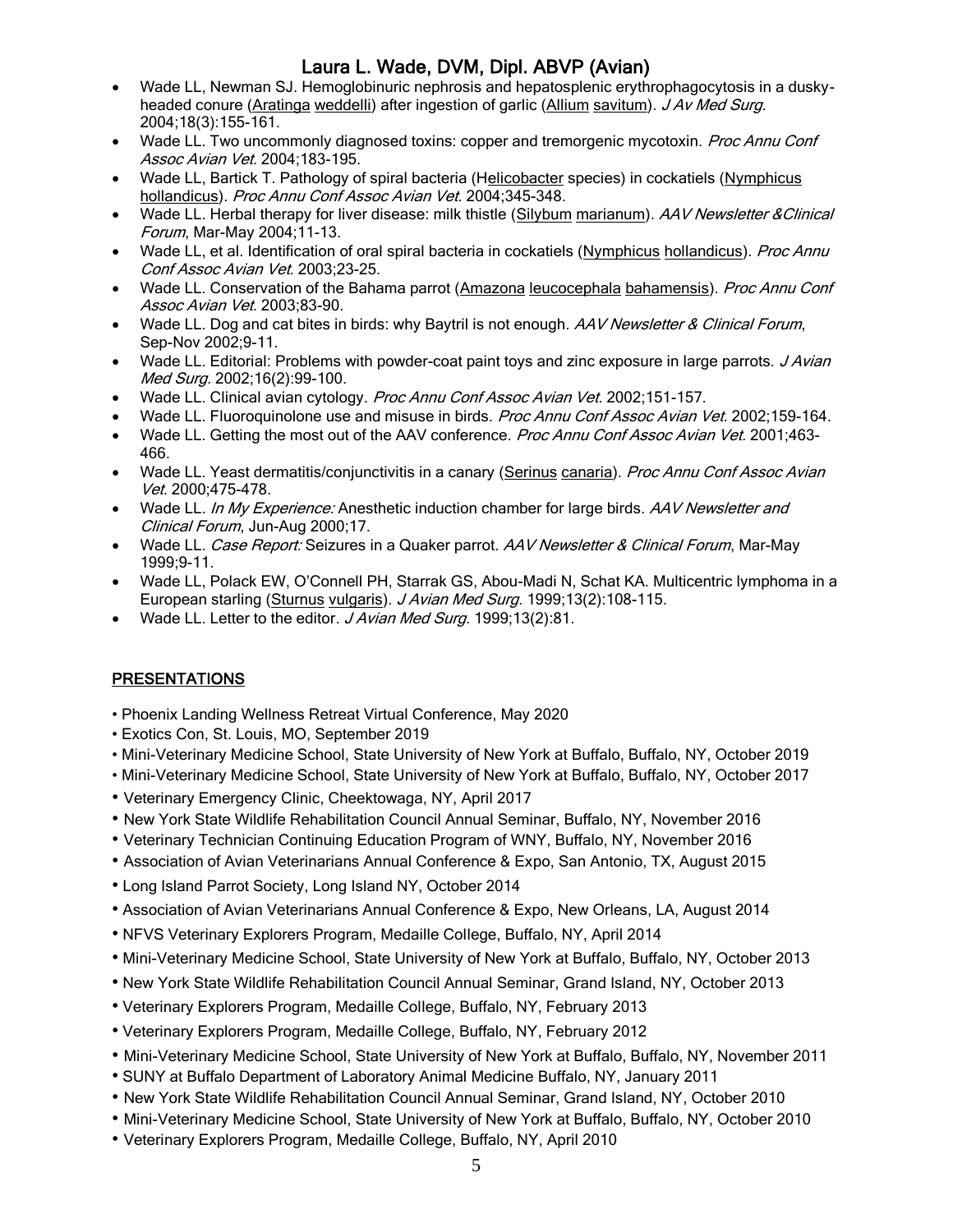- Wade LL, Newman SJ. Hemoglobinuric nephrosis and hepatosplenic erythrophagocytosis in a dusky-headed conure (Aratinga weddelli) after ingestion of garlic (Allium savitum). *J Av Med Surg.* 2004;18(3):155-161.
- Wade LL. Two uncommonly diagnosed toxins: copper and tremorgenic mycotoxin. *Proc Annu Conf Assoc Avian Vet.* 2004;183-195.
- Wade LL, Bartick T. Pathology of spiral bacteria (Helicobacter species) in cockatiels (Nymphicus hollandicus). *Proc Annu Conf Assoc Avian Vet.* 2004;345-348.
- Wade LL. Herbal therapy for liver disease: milk thistle (Silybum marianum). *AAV Newsletter &Clinical Forum*, Mar-May 2004;11-13.
- Wade LL, et al. Identification of oral spiral bacteria in cockatiels (Nymphicus hollandicus). *Proc Annu Conf Assoc Avian Vet.* 2003;23-25.
- Wade LL. Conservation of the Bahama parrot (Amazona leucocephala bahamensis). *Proc Annu Conf Assoc Avian Vet.* 2003;83-90.
- Wade LL. Dog and cat bites in birds: why Baytril is not enough. *AAV Newsletter & Clinical Forum*, Sep-Nov 2002;9-11.
- Wade LL. Editorial: Problems with powder-coat paint toys and zinc exposure in large parrots. *J Avian Med Surg.* 2002;16(2):99-100.
- Wade LL. Clinical avian cytology. *Proc Annu Conf Assoc Avian Vet.* 2002;151-157.
- Wade LL. Fluoroquinolone use and misuse in birds. *Proc Annu Conf Assoc Avian Vet.* 2002;159-164.
- Wade LL. Getting the most out of the AAV conference. *Proc Annu Conf Assoc Avian Vet.* 2001;463-466.
- Wade LL. Yeast dermatitis/conjunctivitis in a canary (Serinus canaria). *Proc Annu Conf Assoc Avian Vet.* 2000;475-478.
- Wade LL. *In My Experience:* Anesthetic induction chamber for large birds. *AAV Newsletter and Clinical Forum*, Jun-Aug 2000;17.
- Wade LL. *Case Report:* Seizures in a Quaker parrot. *AAV Newsletter & Clinical Forum*, Mar-May 1999;9-11.
- Wade LL, Polack EW, O'Connell PH, Starrak GS, Abou-Madi N, Schat KA. Multicentric lymphoma in a European starling (Sturnus vulgaris). *J Avian Med Surg.* 1999;13(2):108-115.
- Wade LL. Letter to the editor. *J Avian Med Surg.* 1999;13(2):81.

## PRESENTATIONS

- Phoenix Landing Wellness Retreat Virtual Conference, May 2020
- Exotics Con, St. Louis, MO, September 2019
- Mini-Veterinary Medicine School, State University of New York at Buffalo, Buffalo, NY, October 2019
- Mini-Veterinary Medicine School, State University of New York at Buffalo, Buffalo, NY, October 2017
- Veterinary Emergency Clinic, Cheektowaga, NY, April 2017
- New York State Wildlife Rehabilitation Council Annual Seminar, Buffalo, NY, November 2016
- Veterinary Technician Continuing Education Program of WNY, Buffalo, NY, November 2016
- Association of Avian Veterinarians Annual Conference & Expo, San Antonio, TX, August 2015
- Long Island Parrot Society, Long Island NY, October 2014
- Association of Avian Veterinarians Annual Conference & Expo, New Orleans, LA, August 2014
- NFVS Veterinary Explorers Program, Medaille College, Buffalo, NY, April 2014
- Mini-Veterinary Medicine School, State University of New York at Buffalo, Buffalo, NY, October 2013
- New York State Wildlife Rehabilitation Council Annual Seminar, Grand Island, NY, October 2013
- Veterinary Explorers Program, Medaille College, Buffalo, NY, February 2013
- Veterinary Explorers Program, Medaille College, Buffalo, NY, February 2012
- Mini-Veterinary Medicine School, State University of New York at Buffalo, Buffalo, NY, November 2011
- SUNY at Buffalo Department of Laboratory Animal Medicine Buffalo, NY, January 2011
- New York State Wildlife Rehabilitation Council Annual Seminar, Grand Island, NY, October 2010
- Mini-Veterinary Medicine School, State University of New York at Buffalo, Buffalo, NY, October 2010
- Veterinary Explorers Program, Medaille College, Buffalo, NY, April 2010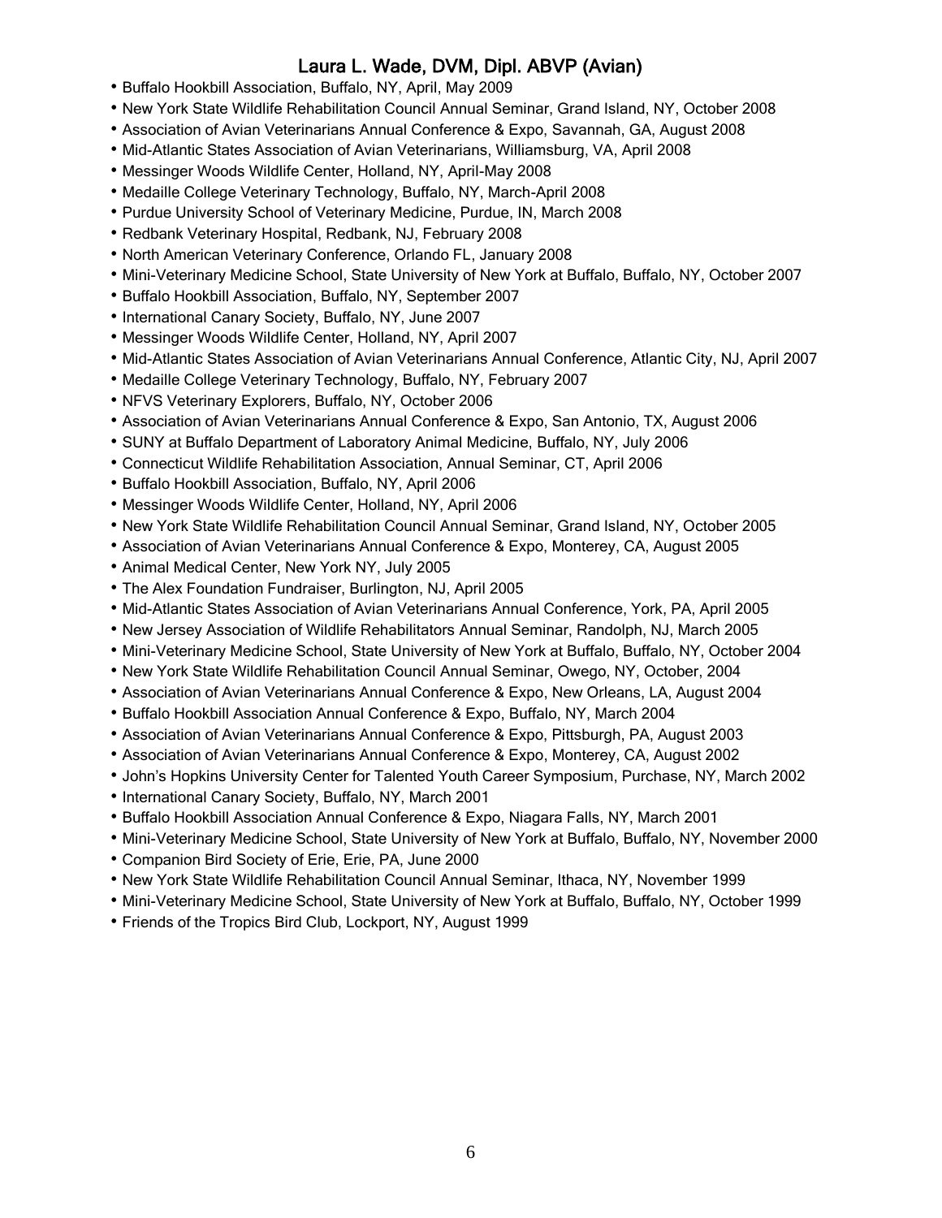- Buffalo Hookbill Association, Buffalo, NY, April, May 2009
- New York State Wildlife Rehabilitation Council Annual Seminar, Grand Island, NY, October 2008
- Association of Avian Veterinarians Annual Conference & Expo, Savannah, GA, August 2008
- Mid-Atlantic States Association of Avian Veterinarians, Williamsburg, VA, April 2008
- Messinger Woods Wildlife Center, Holland, NY, April-May 2008
- Medaille College Veterinary Technology, Buffalo, NY, March-April 2008
- Purdue University School of Veterinary Medicine, Purdue, IN, March 2008
- Redbank Veterinary Hospital, Redbank, NJ, February 2008
- North American Veterinary Conference, Orlando FL, January 2008
- Mini-Veterinary Medicine School, State University of New York at Buffalo, Buffalo, NY, October 2007
- Buffalo Hookbill Association, Buffalo, NY, September 2007
- International Canary Society, Buffalo, NY, June 2007
- Messinger Woods Wildlife Center, Holland, NY, April 2007
- Mid-Atlantic States Association of Avian Veterinarians Annual Conference, Atlantic City, NJ, April 2007
- Medaille College Veterinary Technology, Buffalo, NY, February 2007
- NFVS Veterinary Explorers, Buffalo, NY, October 2006
- Association of Avian Veterinarians Annual Conference & Expo, San Antonio, TX, August 2006
- SUNY at Buffalo Department of Laboratory Animal Medicine, Buffalo, NY, July 2006
- Connecticut Wildlife Rehabilitation Association, Annual Seminar, CT, April 2006
- Buffalo Hookbill Association, Buffalo, NY, April 2006
- Messinger Woods Wildlife Center, Holland, NY, April 2006
- New York State Wildlife Rehabilitation Council Annual Seminar, Grand Island, NY, October 2005
- Association of Avian Veterinarians Annual Conference & Expo, Monterey, CA, August 2005
- Animal Medical Center, New York NY, July 2005
- The Alex Foundation Fundraiser, Burlington, NJ, April 2005
- Mid-Atlantic States Association of Avian Veterinarians Annual Conference, York, PA, April 2005
- New Jersey Association of Wildlife Rehabilitators Annual Seminar, Randolph, NJ, March 2005
- Mini-Veterinary Medicine School, State University of New York at Buffalo, Buffalo, NY, October 2004
- New York State Wildlife Rehabilitation Council Annual Seminar, Owego, NY, October, 2004
- Association of Avian Veterinarians Annual Conference & Expo, New Orleans, LA, August 2004
- Buffalo Hookbill Association Annual Conference & Expo, Buffalo, NY, March 2004
- Association of Avian Veterinarians Annual Conference & Expo, Pittsburgh, PA, August 2003
- Association of Avian Veterinarians Annual Conference & Expo, Monterey, CA, August 2002
- John's Hopkins University Center for Talented Youth Career Symposium, Purchase, NY, March 2002
- International Canary Society, Buffalo, NY, March 2001
- Buffalo Hookbill Association Annual Conference & Expo, Niagara Falls, NY, March 2001
- Mini-Veterinary Medicine School, State University of New York at Buffalo, Buffalo, NY, November 2000
- Companion Bird Society of Erie, Erie, PA, June 2000
- New York State Wildlife Rehabilitation Council Annual Seminar, Ithaca, NY, November 1999
- Mini-Veterinary Medicine School, State University of New York at Buffalo, Buffalo, NY, October 1999
- Friends of the Tropics Bird Club, Lockport, NY, August 1999